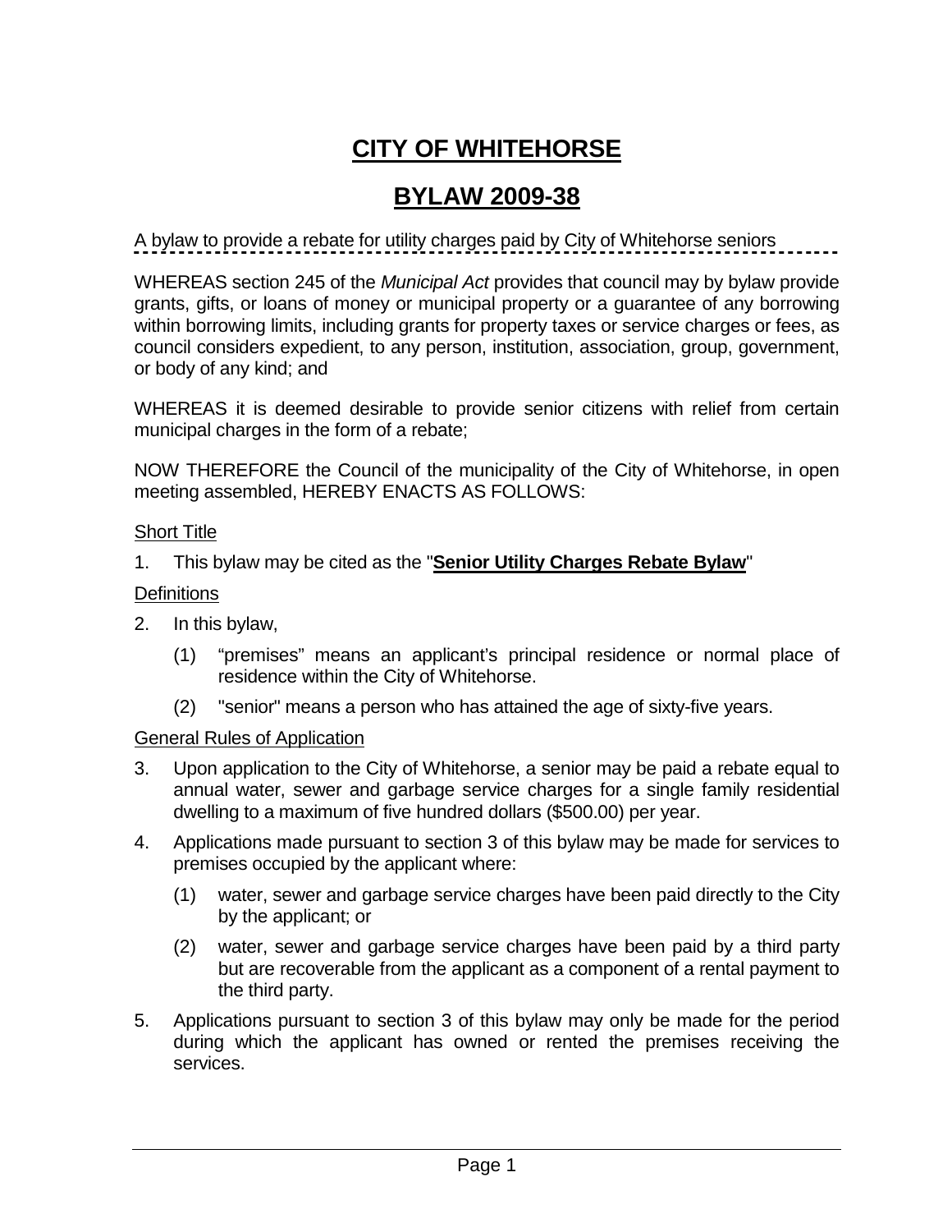# CITY OF WHITEHORSE

# BYLAW 2009-38

A bylaw to provide a rebate for utility charges paid by City of Whitehorse seniors

WHEREAS section 245 of the *Municipal Act* provides that council may by bylaw provide grants, gifts, or loans of money or municipal property or a guarantee of any borrowing within borrowing limits, including grants for property taxes or service charges or fees, as council considers expedient, to any person, institution, association, group, government, or body of any kind; and

WHEREAS it is deemed desirable to provide senior citizens with relief from certain municipal charges in the form of a rebate;

NOW THEREFORE the Council of the municipality of the City of Whitehorse, in open meeting assembled, HEREBY ENACTS AS FOLLOWS:

Short Title

1. This bylaw may be cited as the "**Senior Utility Charges Rebate Bylaw**"

Definitions

2. In this bylaw,

   (1) “premises” means an applicant’s principal residence or normal place of residence within the City of Whitehorse.

   (2) "senior" means a person who has attained the age of sixty-five years.

General Rules of Application

3. Upon application to the City of Whitehorse, a senior may be paid a rebate equal to annual water, sewer and garbage service charges for a single family residential dwelling to a maximum of five hundred dollars ($500.00) per year.

4. Applications made pursuant to section 3 of this bylaw may be made for services to premises occupied by the applicant where:

   (1) water, sewer and garbage service charges have been paid directly to the City by the applicant; or

   (2) water, sewer and garbage service charges have been paid by a third party but are recoverable from the applicant as a component of a rental payment to the third party.

5. Applications pursuant to section 3 of this bylaw may only be made for the period during which the applicant has owned or rented the premises receiving the services.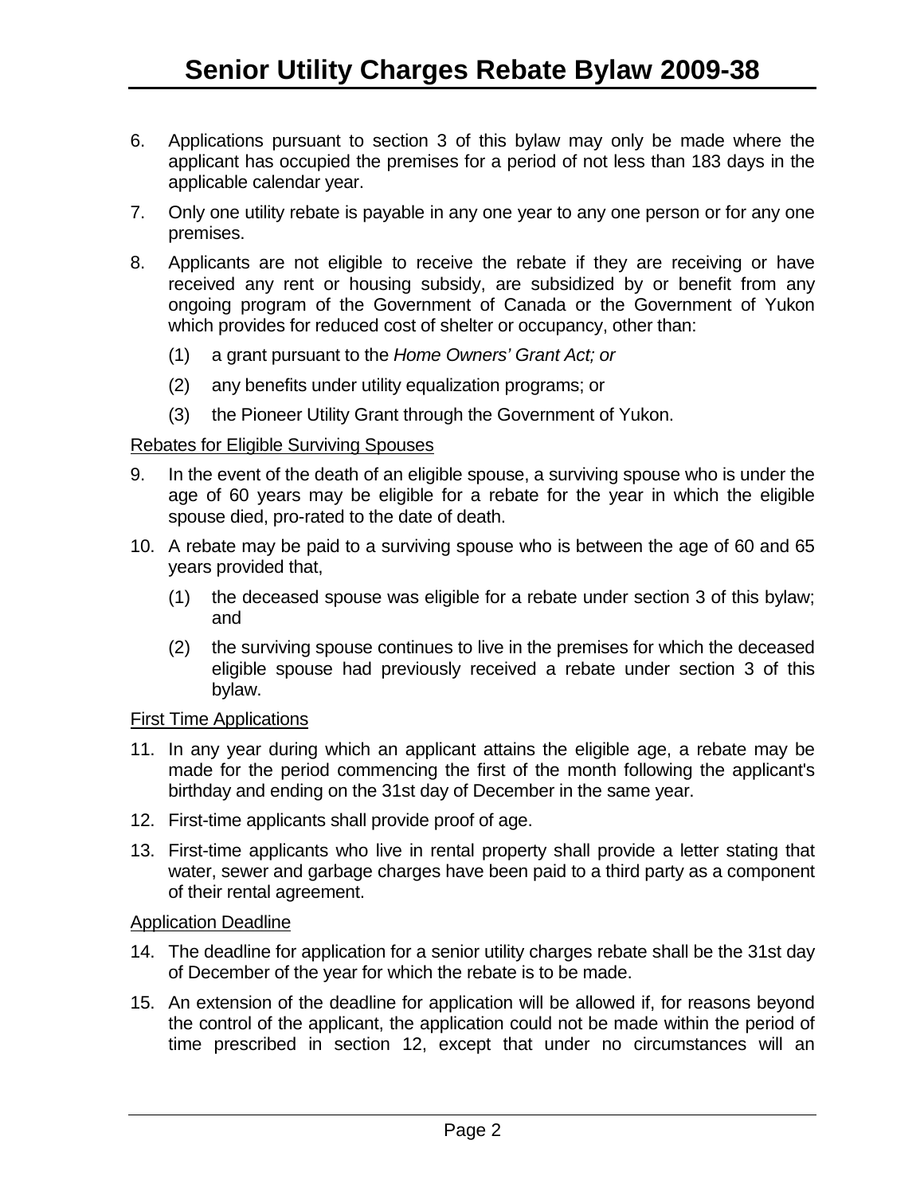6. Applications pursuant to section 3 of this bylaw may only be made where the applicant has occupied the premises for a period of not less than 183 days in the applicable calendar year.

7. Only one utility rebate is payable in any one year to any one person or for any one premises.

8. Applicants are not eligible to receive the rebate if they are receiving or have received any rent or housing subsidy, are subsidized by or benefit from any ongoing program of the Government of Canada or the Government of Yukon which provides for reduced cost of shelter or occupancy, other than:

   (1) a grant pursuant to the *Home Owners' Grant Act; or*

   (2) any benefits under utility equalization programs; or

   (3) the Pioneer Utility Grant through the Government of Yukon.

<u>Rebates for Eligible Surviving Spouses</u>

9. In the event of the death of an eligible spouse, a surviving spouse who is under the age of 60 years may be eligible for a rebate for the year in which the eligible spouse died, pro-rated to the date of death.

10. A rebate may be paid to a surviving spouse who is between the age of 60 and 65 years provided that,

    (1) the deceased spouse was eligible for a rebate under section 3 of this bylaw; and

    (2) the surviving spouse continues to live in the premises for which the deceased eligible spouse had previously received a rebate under section 3 of this bylaw.

<u>First Time Applications</u>

11. In any year during which an applicant attains the eligible age, a rebate may be made for the period commencing the first of the month following the applicant's birthday and ending on the 31st day of December in the same year.

12. First-time applicants shall provide proof of age.

13. First-time applicants who live in rental property shall provide a letter stating that water, sewer and garbage charges have been paid to a third party as a component of their rental agreement.

<u>Application Deadline</u>

14. The deadline for application for a senior utility charges rebate shall be the 31st day of December of the year for which the rebate is to be made.

15. An extension of the deadline for application will be allowed if, for reasons beyond the control of the applicant, the application could not be made within the period of time prescribed in section 12, except that under no circumstances will an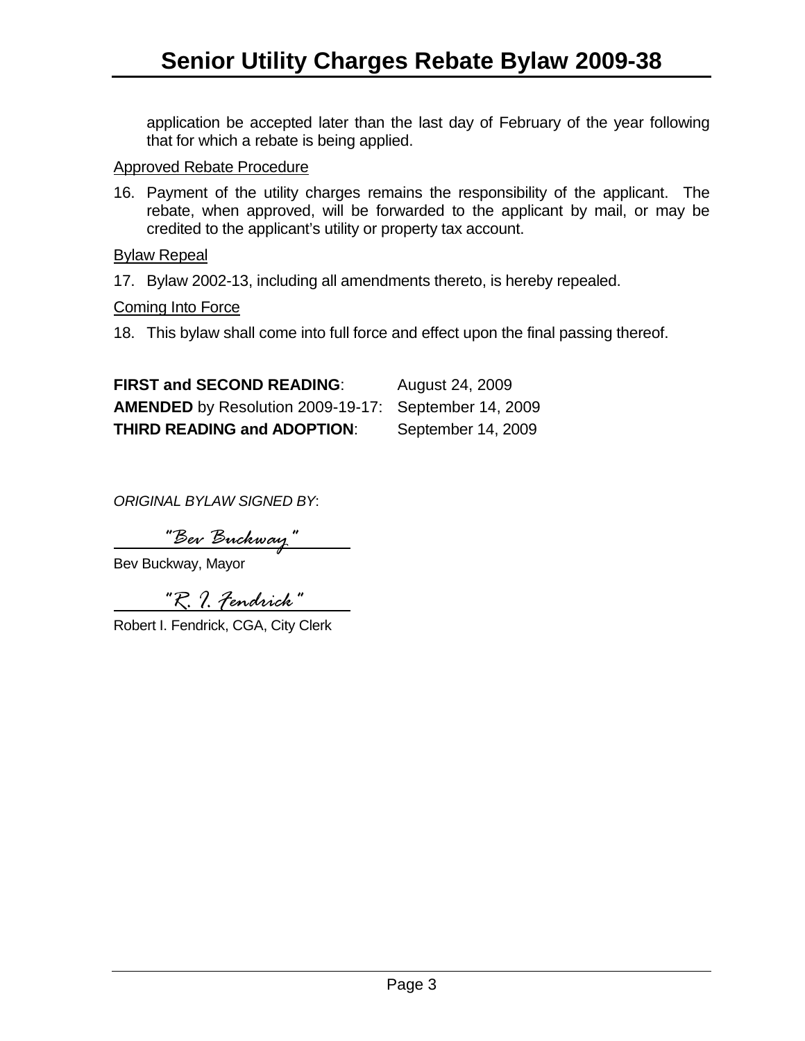application be accepted later than the last day of February of the year following that for which a rebate is being applied.

Approved Rebate Procedure

16. Payment of the utility charges remains the responsibility of the applicant. The rebate, when approved, will be forwarded to the applicant by mail, or may be credited to the applicant's utility or property tax account.

Bylaw Repeal

17. Bylaw 2002-13, including all amendments thereto, is hereby repealed.

Coming Into Force

18. This bylaw shall come into full force and effect upon the final passing thereof.

**FIRST and SECOND READING**: August 24, 2009
**AMENDED** by Resolution 2009-19-17: September 14, 2009
**THIRD READING and ADOPTION**: September 14, 2009

*ORIGINAL BYLAW SIGNED BY*:

*"Bev Buckway"*
Bev Buckway, Mayor

*"R. I. Fendrick"*
Robert I. Fendrick, CGA, City Clerk